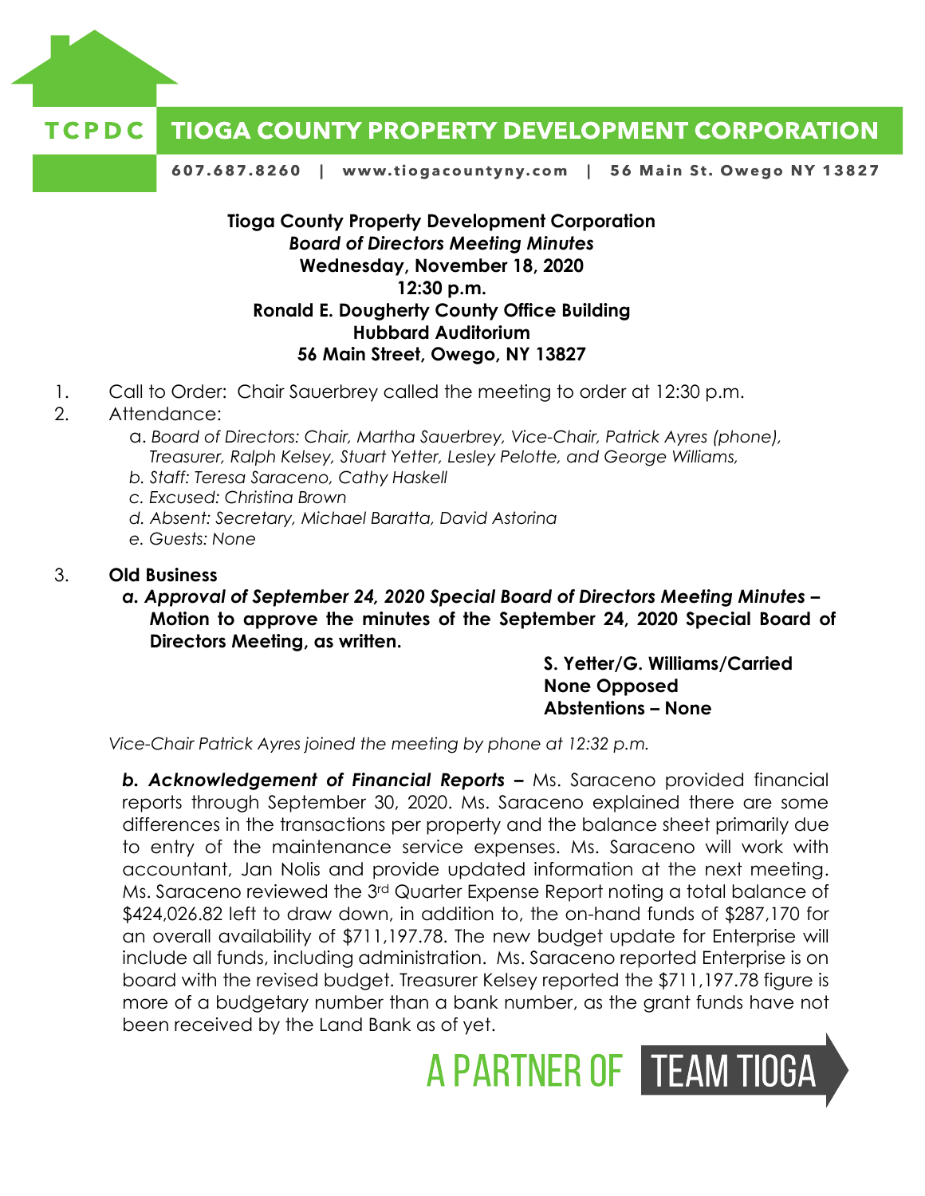# TIOGA COUNTY PROPERTY DEVELOPMENT CORPORATION

**TCPDC**

607.687.8260 | www.tiogacountyny.com | 56 Main St. Owego NY 13827

**Tioga County Property Development Corporation**
***Board of Directors Meeting Minutes***
**Wednesday, November 18, 2020**
**12:30 p.m.**
**Ronald E. Dougherty County Office Building**
**Hubbard Auditorium**
**56 Main Street, Owego, NY 13827**

1. Call to Order: Chair Sauerbrey called the meeting to order at 12:30 p.m.
2. Attendance:
   a. *Board of Directors: Chair, Martha Sauerbrey, Vice-Chair, Patrick Ayres (phone), Treasurer, Ralph Kelsey, Stuart Yetter, Lesley Pelotte, and George Williams,*
   b. *Staff: Teresa Saraceno, Cathy Haskell*
   c. *Excused: Christina Brown*
   d. *Absent: Secretary, Michael Baratta, David Astorina*
   e. *Guests: None*
3. **Old Business**
   ***a. Approval of September 24, 2020 Special Board of Directors Meeting Minutes –*** **Motion to approve the minutes of the September 24, 2020 Special Board of Directors Meeting, as written.**

   **S. Yetter/G. Williams/Carried**
   **None Opposed**
   **Abstentions – None**

   *Vice-Chair Patrick Ayres joined the meeting by phone at 12:32 p.m.*

   ***b. Acknowledgement of Financial Reports –*** Ms. Saraceno provided financial reports through September 30, 2020. Ms. Saraceno explained there are some differences in the transactions per property and the balance sheet primarily due to entry of the maintenance service expenses. Ms. Saraceno will work with accountant, Jan Nolis and provide updated information at the next meeting. Ms. Saraceno reviewed the 3rd Quarter Expense Report noting a total balance of $424,026.82 left to draw down, in addition to, the on-hand funds of $287,170 for an overall availability of $711,197.78. The new budget update for Enterprise will include all funds, including administration. Ms. Saraceno reported Enterprise is on board with the revised budget. Treasurer Kelsey reported the $711,197.78 figure is more of a budgetary number than a bank number, as the grant funds have not been received by the Land Bank as of yet.

A PARTNER OF TEAM TIOGA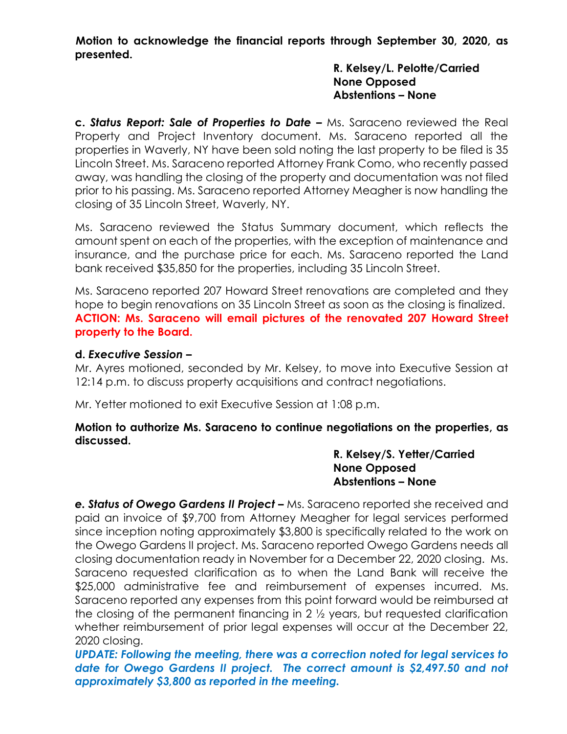**Motion to acknowledge the financial reports through September 30, 2020, as presented.**

**R. Kelsey/L. Pelotte/Carried**
**None Opposed**
**Abstentions – None**

**c. *Status Report: Sale of Properties to Date –*** Ms. Saraceno reviewed the Real Property and Project Inventory document. Ms. Saraceno reported all the properties in Waverly, NY have been sold noting the last property to be filed is 35 Lincoln Street. Ms. Saraceno reported Attorney Frank Como, who recently passed away, was handling the closing of the property and documentation was not filed prior to his passing. Ms. Saraceno reported Attorney Meagher is now handling the closing of 35 Lincoln Street, Waverly, NY.

Ms. Saraceno reviewed the Status Summary document, which reflects the amount spent on each of the properties, with the exception of maintenance and insurance, and the purchase price for each. Ms. Saraceno reported the Land bank received $35,850 for the properties, including 35 Lincoln Street.

Ms. Saraceno reported 207 Howard Street renovations are completed and they hope to begin renovations on 35 Lincoln Street as soon as the closing is finalized. **ACTION: Ms. Saraceno will email pictures of the renovated 207 Howard Street property to the Board.**

**d. *Executive Session –***

Mr. Ayres motioned, seconded by Mr. Kelsey, to move into Executive Session at 12:14 p.m. to discuss property acquisitions and contract negotiations.

Mr. Yetter motioned to exit Executive Session at 1:08 p.m.

**Motion to authorize Ms. Saraceno to continue negotiations on the properties, as discussed.**

**R. Kelsey/S. Yetter/Carried**
**None Opposed**
**Abstentions – None**

***e. Status of Owego Gardens II Project –*** Ms. Saraceno reported she received and paid an invoice of $9,700 from Attorney Meagher for legal services performed since inception noting approximately $3,800 is specifically related to the work on the Owego Gardens II project. Ms. Saraceno reported Owego Gardens needs all closing documentation ready in November for a December 22, 2020 closing. Ms. Saraceno requested clarification as to when the Land Bank will receive the $25,000 administrative fee and reimbursement of expenses incurred. Ms. Saraceno reported any expenses from this point forward would be reimbursed at the closing of the permanent financing in 2 ½ years, but requested clarification whether reimbursement of prior legal expenses will occur at the December 22, 2020 closing.

***UPDATE: Following the meeting, there was a correction noted for legal services to date for Owego Gardens II project. The correct amount is $2,497.50 and not approximately $3,800 as reported in the meeting.***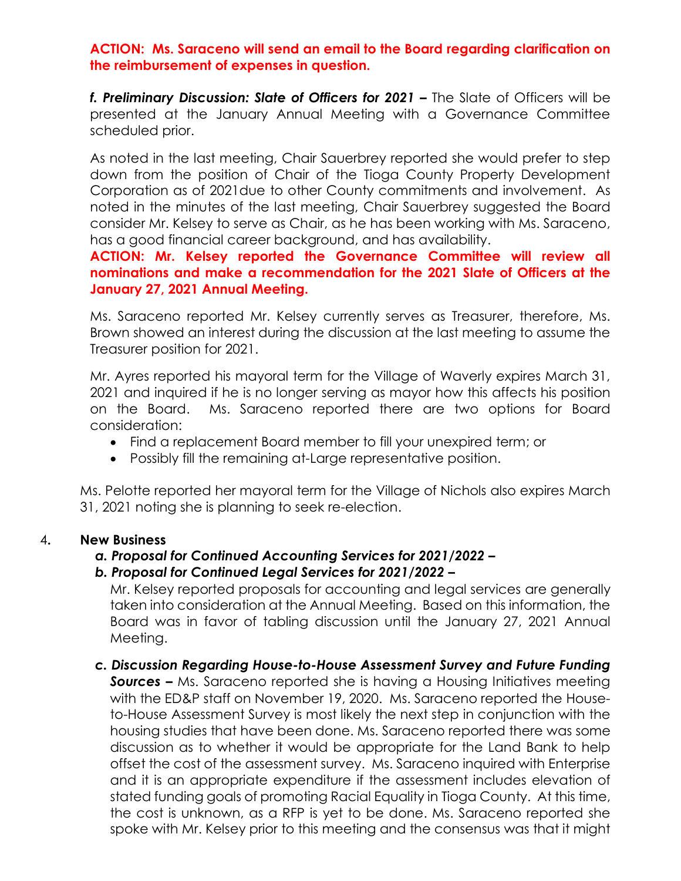**ACTION: Ms. Saraceno will send an email to the Board regarding clarification on the reimbursement of expenses in question.**

***f. Preliminary Discussion: Slate of Officers for 2021 –*** The Slate of Officers will be presented at the January Annual Meeting with a Governance Committee scheduled prior.

As noted in the last meeting, Chair Sauerbrey reported she would prefer to step down from the position of Chair of the Tioga County Property Development Corporation as of 2021due to other County commitments and involvement. As noted in the minutes of the last meeting, Chair Sauerbrey suggested the Board consider Mr. Kelsey to serve as Chair, as he has been working with Ms. Saraceno, has a good financial career background, and has availability.

**ACTION: Mr. Kelsey reported the Governance Committee will review all nominations and make a recommendation for the 2021 Slate of Officers at the January 27, 2021 Annual Meeting.**

Ms. Saraceno reported Mr. Kelsey currently serves as Treasurer, therefore, Ms. Brown showed an interest during the discussion at the last meeting to assume the Treasurer position for 2021.

Mr. Ayres reported his mayoral term for the Village of Waverly expires March 31, 2021 and inquired if he is no longer serving as mayor how this affects his position on the Board. Ms. Saraceno reported there are two options for Board consideration:

- Find a replacement Board member to fill your unexpired term; or
- Possibly fill the remaining at-Large representative position.

Ms. Pelotte reported her mayoral term for the Village of Nichols also expires March 31, 2021 noting she is planning to seek re-election.

4. **New Business**

***a. Proposal for Continued Accounting Services for 2021/2022 –***

***b. Proposal for Continued Legal Services for 2021/2022 –***

Mr. Kelsey reported proposals for accounting and legal services are generally taken into consideration at the Annual Meeting. Based on this information, the Board was in favor of tabling discussion until the January 27, 2021 Annual Meeting.

***c. Discussion Regarding House-to-House Assessment Survey and Future Funding Sources –*** Ms. Saraceno reported she is having a Housing Initiatives meeting with the ED&P staff on November 19, 2020. Ms. Saraceno reported the House-to-House Assessment Survey is most likely the next step in conjunction with the housing studies that have been done. Ms. Saraceno reported there was some discussion as to whether it would be appropriate for the Land Bank to help offset the cost of the assessment survey. Ms. Saraceno inquired with Enterprise and it is an appropriate expenditure if the assessment includes elevation of stated funding goals of promoting Racial Equality in Tioga County. At this time, the cost is unknown, as a RFP is yet to be done. Ms. Saraceno reported she spoke with Mr. Kelsey prior to this meeting and the consensus was that it might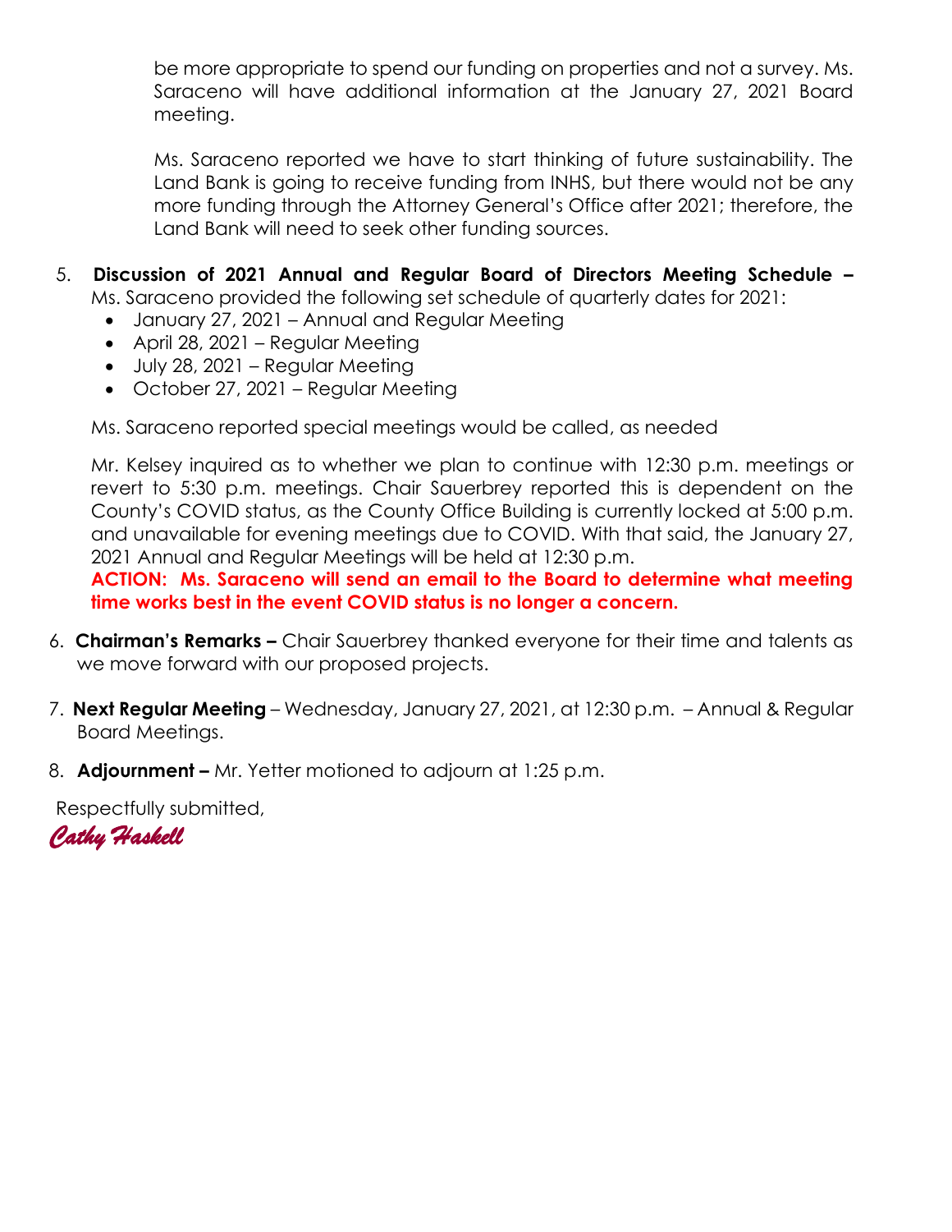be more appropriate to spend our funding on properties and not a survey. Ms. Saraceno will have additional information at the January 27, 2021 Board meeting.

Ms. Saraceno reported we have to start thinking of future sustainability. The Land Bank is going to receive funding from INHS, but there would not be any more funding through the Attorney General's Office after 2021; therefore, the Land Bank will need to seek other funding sources.

5. **Discussion of 2021 Annual and Regular Board of Directors Meeting Schedule –** Ms. Saraceno provided the following set schedule of quarterly dates for 2021:
   - January 27, 2021 – Annual and Regular Meeting
   - April 28, 2021 – Regular Meeting
   - July 28, 2021 – Regular Meeting
   - October 27, 2021 – Regular Meeting

   Ms. Saraceno reported special meetings would be called, as needed

   Mr. Kelsey inquired as to whether we plan to continue with 12:30 p.m. meetings or revert to 5:30 p.m. meetings. Chair Sauerbrey reported this is dependent on the County's COVID status, as the County Office Building is currently locked at 5:00 p.m. and unavailable for evening meetings due to COVID. With that said, the January 27, 2021 Annual and Regular Meetings will be held at 12:30 p.m.
   **ACTION: Ms. Saraceno will send an email to the Board to determine what meeting time works best in the event COVID status is no longer a concern.**

6. **Chairman's Remarks –** Chair Sauerbrey thanked everyone for their time and talents as we move forward with our proposed projects.

7. **Next Regular Meeting** – Wednesday, January 27, 2021, at 12:30 p.m. – Annual & Regular Board Meetings.

8. **Adjournment –** Mr. Yetter motioned to adjourn at 1:25 p.m.

Respectfully submitted,

*Cathy Haskell*